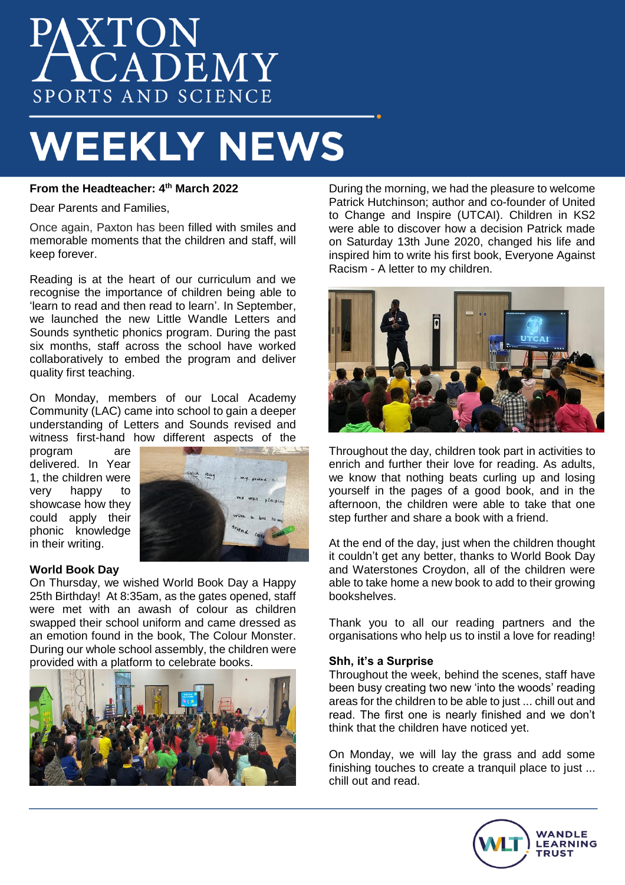# PAXTON ACADEMY
SPORTS AND SCIENCE

# WEEKLY NEWS

**From the Headteacher: 4th March 2022**

Dear Parents and Families,

Once again, Paxton has been filled with smiles and memorable moments that the children and staff, will keep forever.

Reading is at the heart of our curriculum and we recognise the importance of children being able to 'learn to read and then read to learn'. In September, we launched the new Little Wandle Letters and Sounds synthetic phonics program. During the past six months, staff across the school have worked collaboratively to embed the program and deliver quality first teaching.

On Monday, members of our Local Academy Community (LAC) came into school to gain a deeper understanding of Letters and Sounds revised and witness first-hand how different aspects of the program are delivered. In Year 1, the children were very happy to showcase how they could apply their phonic knowledge in their writing.

## World Book Day

On Thursday, we wished World Book Day a Happy 25th Birthday! At 8:35am, as the gates opened, staff were met with an awash of colour as children swapped their school uniform and came dressed as an emotion found in the book, The Colour Monster. During our whole school assembly, the children were provided with a platform to celebrate books.

During the morning, we had the pleasure to welcome Patrick Hutchinson; author and co-founder of United to Change and Inspire (UTCAI). Children in KS2 were able to discover how a decision Patrick made on Saturday 13th June 2020, changed his life and inspired him to write his first book, Everyone Against Racism - A letter to my children.

Throughout the day, children took part in activities to enrich and further their love for reading. As adults, we know that nothing beats curling up and losing yourself in the pages of a good book, and in the afternoon, the children were able to take that one step further and share a book with a friend.

At the end of the day, just when the children thought it couldn't get any better, thanks to World Book Day and Waterstones Croydon, all of the children were able to take home a new book to add to their growing bookshelves.

Thank you to all our reading partners and the organisations who help us to instil a love for reading!

## Shh, it's a Surprise

Throughout the week, behind the scenes, staff have been busy creating two new 'into the woods' reading areas for the children to be able to just ... chill out and read. The first one is nearly finished and we don't think that the children have noticed yet.

On Monday, we will lay the grass and add some finishing touches to create a tranquil place to just ... chill out and read.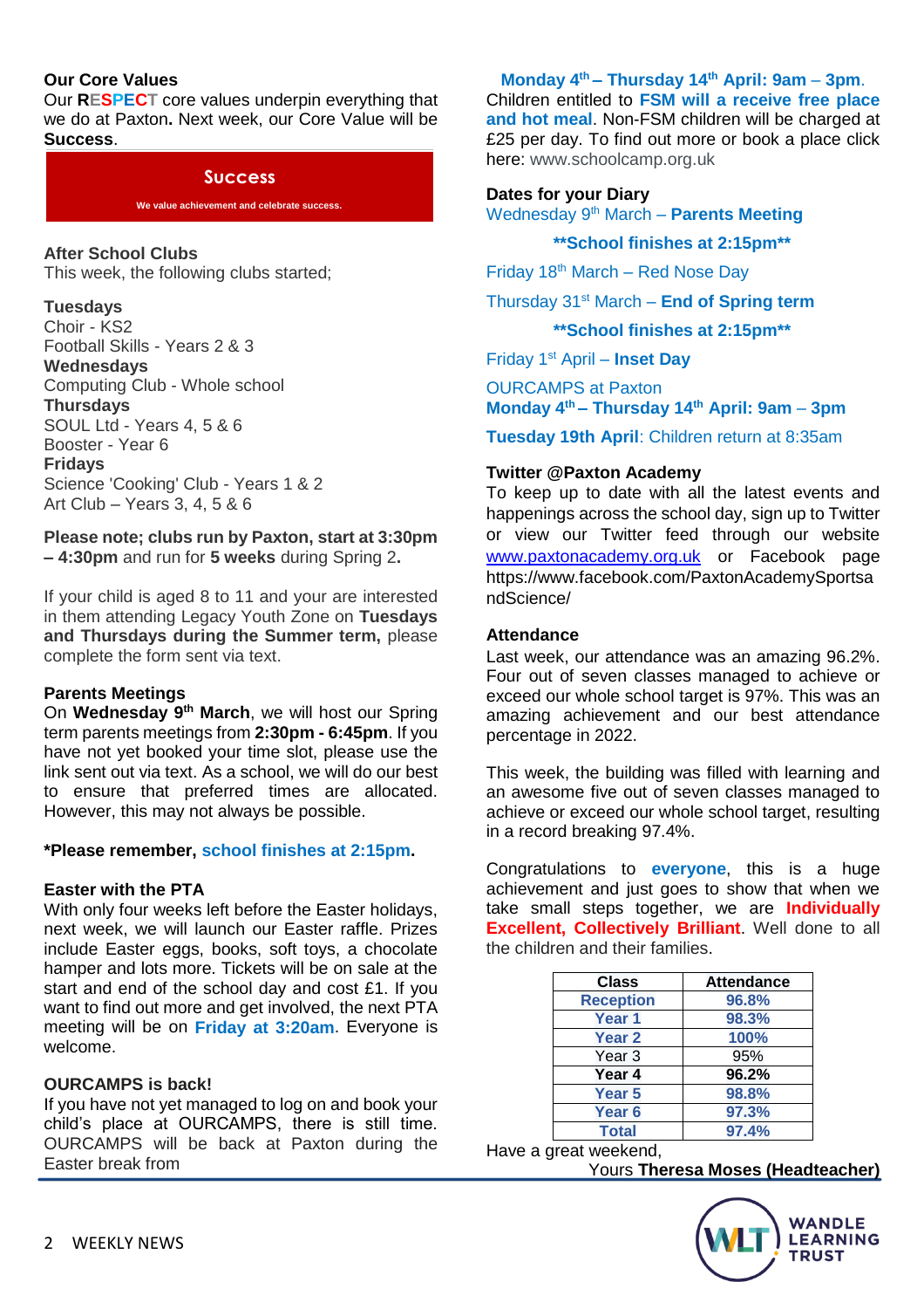**Our Core Values**
Our **RESPECT** core values underpin everything that we do at Paxton**.** Next week, our Core Value will be **Success**.

**Success**

**We value achievement and celebrate success.**

**After School Clubs**
This week, the following clubs started;

**Tuesdays**
Choir - KS2
Football Skills - Years 2 & 3
**Wednesdays**
Computing Club - Whole school
**Thursdays**
SOUL Ltd - Years 4, 5 & 6
Booster - Year 6
**Fridays**
Science 'Cooking' Club - Years 1 & 2
Art Club – Years 3, 4, 5 & 6

**Please note; clubs run by Paxton, start at 3:30pm – 4:30pm** and run for **5 weeks** during Spring 2**.**

If your child is aged 8 to 11 and your are interested in them attending Legacy Youth Zone on **Tuesdays and Thursdays during the Summer term,** please complete the form sent via text.

**Parents Meetings**
On **Wednesday 9th March**, we will host our Spring term parents meetings from **2:30pm - 6:45pm**. If you have not yet booked your time slot, please use the link sent out via text. As a school, we will do our best to ensure that preferred times are allocated. However, this may not always be possible.

**\*Please remember, school finishes at 2:15pm.**

**Easter with the PTA**
With only four weeks left before the Easter holidays, next week, we will launch our Easter raffle. Prizes include Easter eggs, books, soft toys, a chocolate hamper and lots more. Tickets will be on sale at the start and end of the school day and cost £1. If you want to find out more and get involved, the next PTA meeting will be on **Friday at 3:20am**. Everyone is welcome.

**OURCAMPS is back!**
If you have not yet managed to log on and book your child's place at OURCAMPS, there is still time. OURCAMPS will be back at Paxton during the Easter break from

**Monday 4th – Thursday 14th April: 9am – 3pm**.
Children entitled to **FSM will a receive free place and hot meal**. Non-FSM children will be charged at £25 per day. To find out more or book a place click here: www.schoolcamp.org.uk

**Dates for your Diary**
Wednesday 9th March – **Parents Meeting**

**\*\*School finishes at 2:15pm\*\***

Friday 18th March – Red Nose Day

Thursday 31st March – **End of Spring term**

**\*\*School finishes at 2:15pm\*\***

Friday 1st April – **Inset Day**

OURCAMPS at Paxton
**Monday 4th – Thursday 14th April: 9am – 3pm**

**Tuesday 19th April**: Children return at 8:35am

**Twitter @Paxton Academy**
To keep up to date with all the latest events and happenings across the school day, sign up to Twitter or view our Twitter feed through our website www.paxtonacademy.org.uk or Facebook page https://www.facebook.com/PaxtonAcademySportsandScience/

**Attendance**
Last week, our attendance was an amazing 96.2%. Four out of seven classes managed to achieve or exceed our whole school target is 97%. This was an amazing achievement and our best attendance percentage in 2022.

This week, the building was filled with learning and an awesome five out of seven classes managed to achieve or exceed our whole school target, resulting in a record breaking 97.4%.

Congratulations to **everyone**, this is a huge achievement and just goes to show that when we take small steps together, we are **Individually Excellent, Collectively Brilliant**. Well done to all the children and their families.

| Class | Attendance |
|---|---|
| **Reception** | **96.8%** |
| **Year 1** | **98.3%** |
| **Year 2** | **100%** |
| Year 3 | 95% |
| **Year 4** | **96.2%** |
| **Year 5** | **98.8%** |
| **Year 6** | **97.3%** |
| **Total** | **97.4%** |

Have a great weekend,
Yours **Theresa Moses (Headteacher)**